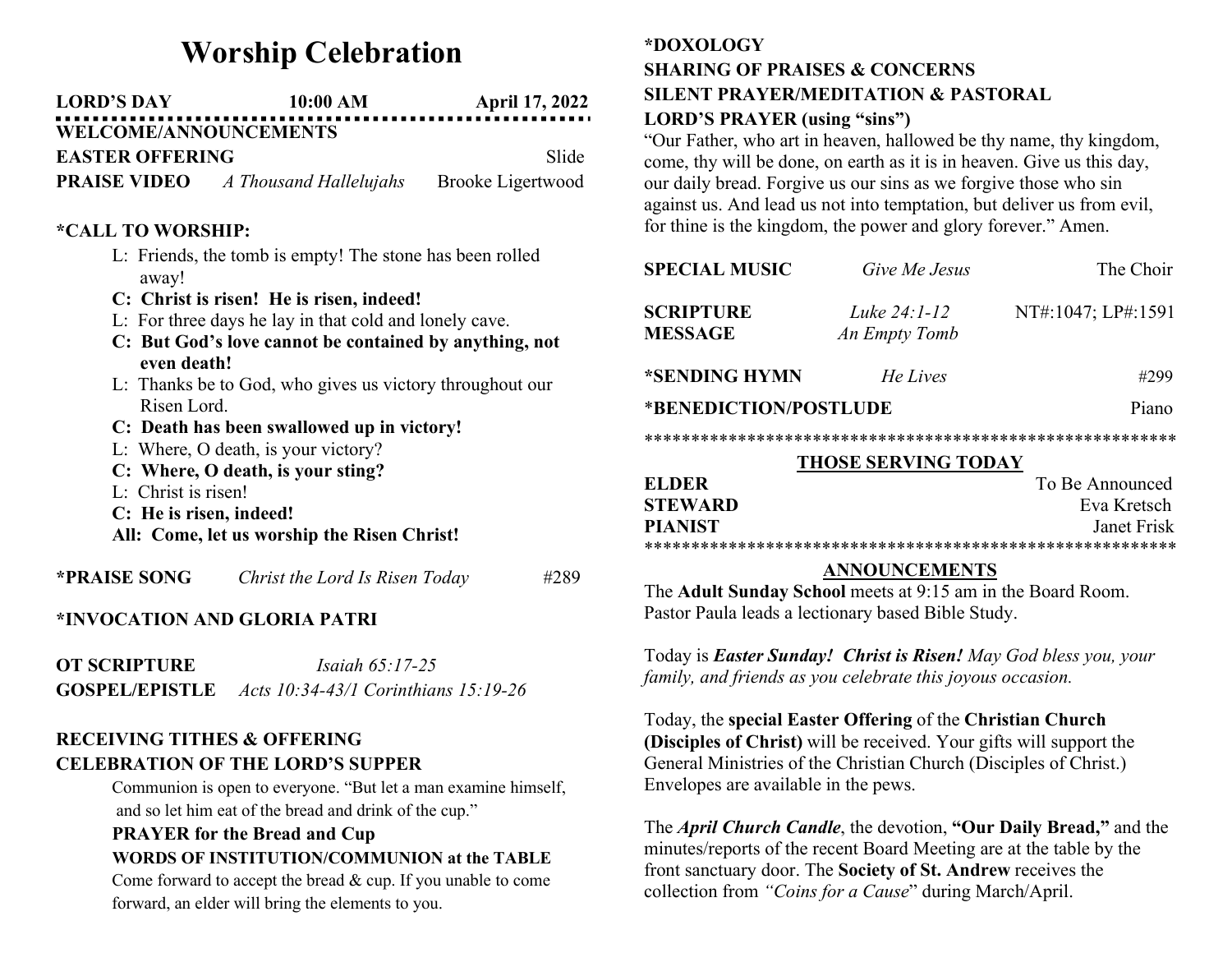# Worship Celebration

**LORD'S DAY** **10:00 AM** **April 17, 2022**

**WELCOME/ANNOUNCEMENTS**

**EASTER OFFERING** Slide

**PRAISE VIDEO** *A Thousand Hallelujahs* Brooke Ligertwood

**\*CALL TO WORSHIP:**

L: Friends, the tomb is empty! The stone has been rolled away!

**C: Christ is risen! He is risen, indeed!**

L: For three days he lay in that cold and lonely cave.

**C: But God's love cannot be contained by anything, not even death!**

L: Thanks be to God, who gives us victory throughout our Risen Lord.

**C: Death has been swallowed up in victory!**

L: Where, O death, is your victory?

**C: Where, O death, is your sting?**

L: Christ is risen!

**C: He is risen, indeed!**

**All: Come, let us worship the Risen Christ!**

**\*PRAISE SONG** *Christ the Lord Is Risen Today* #289

**\*INVOCATION AND GLORIA PATRI**

**OT SCRIPTURE** *Isaiah 65:17-25*

**GOSPEL/EPISTLE** *Acts 10:34-43/1 Corinthians 15:19-26*

**RECEIVING TITHES & OFFERING**

**CELEBRATION OF THE LORD'S SUPPER**

Communion is open to everyone. "But let a man examine himself, and so let him eat of the bread and drink of the cup."

**PRAYER for the Bread and Cup**

**WORDS OF INSTITUTION/COMMUNION at the TABLE**

Come forward to accept the bread & cup. If you unable to come forward, an elder will bring the elements to you.

**\*DOXOLOGY**

**SHARING OF PRAISES & CONCERNS**

**SILENT PRAYER/MEDITATION & PASTORAL**

**LORD'S PRAYER (using "sins")**

"Our Father, who art in heaven, hallowed be thy name, thy kingdom, come, thy will be done, on earth as it is in heaven. Give us this day, our daily bread. Forgive us our sins as we forgive those who sin against us. And lead us not into temptation, but deliver us from evil, for thine is the kingdom, the power and glory forever." Amen.

**SPECIAL MUSIC** *Give Me Jesus* The Choir

**SCRIPTURE** *Luke 24:1-12* NT#:1047; LP#:1591

**MESSAGE** *An Empty Tomb*

**\*SENDING HYMN** *He Lives* #299

**\*BENEDICTION/POSTLUDE** Piano

\*\*\*\*\*\*\*\*\*\*\*\*\*\*\*\*\*\*\*\*\*\*\*\*\*\*\*\*\*\*\*\*\*\*\*\*\*\*\*\*\*\*\*\*\*\*\*\*\*\*\*\*\*\*\*\*\*\*\*

## THOSE SERVING TODAY

**ELDER** To Be Announced

**STEWARD** Eva Kretsch

**PIANIST** Janet Frisk

\*\*\*\*\*\*\*\*\*\*\*\*\*\*\*\*\*\*\*\*\*\*\*\*\*\*\*\*\*\*\*\*\*\*\*\*\*\*\*\*\*\*\*\*\*\*\*\*\*\*\*\*\*\*\*\*\*\*\*

## ANNOUNCEMENTS

The **Adult Sunday School** meets at 9:15 am in the Board Room. Pastor Paula leads a lectionary based Bible Study.

Today is ***Easter Sunday! Christ is Risen!*** *May God bless you, your family, and friends as you celebrate this joyous occasion.*

Today, the **special Easter Offering** of the **Christian Church (Disciples of Christ)** will be received. Your gifts will support the General Ministries of the Christian Church (Disciples of Christ.) Envelopes are available in the pews.

The ***April Church Candle***, the devotion, **"Our Daily Bread,"** and the minutes/reports of the recent Board Meeting are at the table by the front sanctuary door. The **Society of St. Andrew** receives the collection from *"Coins for a Cause*" during March/April.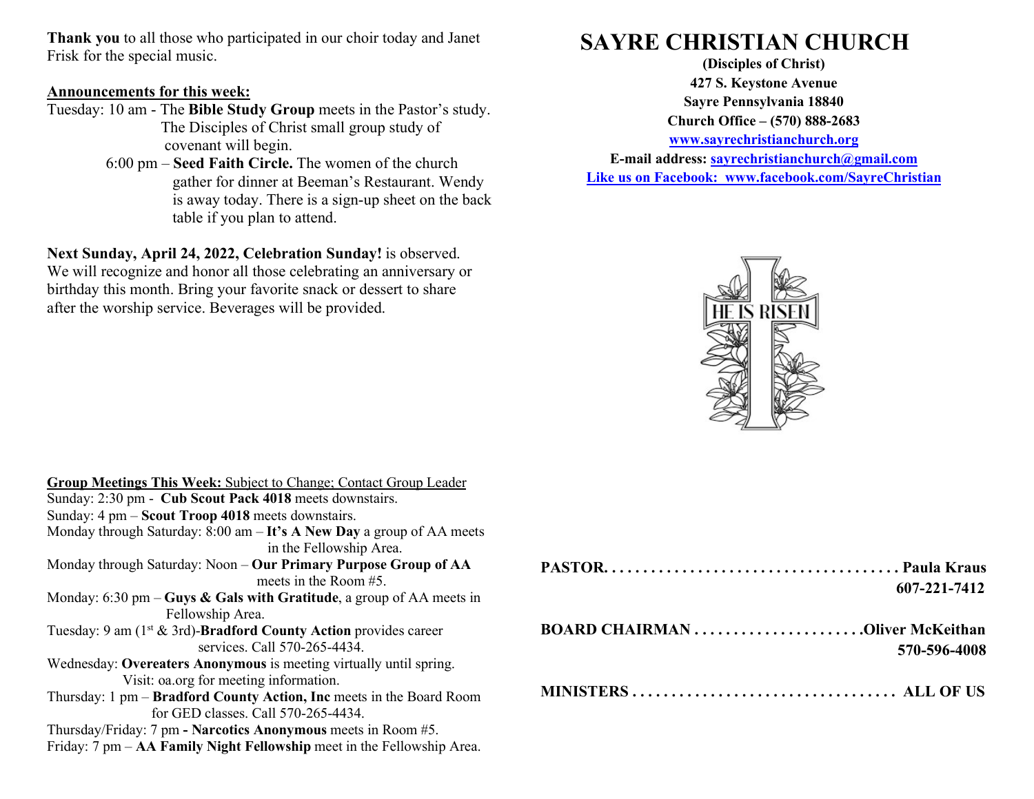**Thank you** to all those who participated in our choir today and Janet Frisk for the special music.

**Announcements for this week:**

Tuesday: 10 am - The **Bible Study Group** meets in the Pastor's study. The Disciples of Christ small group study of covenant will begin.

6:00 pm – **Seed Faith Circle.** The women of the church gather for dinner at Beeman's Restaurant. Wendy is away today. There is a sign-up sheet on the back table if you plan to attend.

**Next Sunday, April 24, 2022, Celebration Sunday!** is observed. We will recognize and honor all those celebrating an anniversary or birthday this month. Bring your favorite snack or dessert to share after the worship service. Beverages will be provided.

**Group Meetings This Week:** Subject to Change; Contact Group Leader

Sunday: 2:30 pm - **Cub Scout Pack 4018** meets downstairs.

Sunday: 4 pm – **Scout Troop 4018** meets downstairs.

Monday through Saturday: 8:00 am – **It's A New Day** a group of AA meets in the Fellowship Area.

Monday through Saturday: Noon – **Our Primary Purpose Group of AA** meets in the Room #5.

Monday: 6:30 pm – **Guys & Gals with Gratitude**, a group of AA meets in Fellowship Area.

Tuesday: 9 am (1st & 3rd)-**Bradford County Action** provides career services. Call 570-265-4434.

Wednesday: **Overeaters Anonymous** is meeting virtually until spring. Visit: oa.org for meeting information.

Thursday: 1 pm – **Bradford County Action, Inc** meets in the Board Room for GED classes. Call 570-265-4434.

Thursday/Friday: 7 pm **- Narcotics Anonymous** meets in Room #5.

Friday: 7 pm – **AA Family Night Fellowship** meet in the Fellowship Area.

# SAYRE CHRISTIAN CHURCH

**(Disciples of Christ)**
**427 S. Keystone Avenue**
**Sayre Pennsylvania 18840**
**Church Office – (570) 888-2683**
**www.sayrechristianchurch.org**
**E-mail address: sayrechristianchurch@gmail.com**
**Like us on Facebook: www.facebook.com/SayreChristian**

HE IS RISEN

**PASTOR. . . . . . . . . . . . . . . . . . . . . . . . . . . . . . . . . . . . . . Paula Kraus**
**607-221-7412**

**BOARD CHAIRMAN . . . . . . . . . . . . . . . . . . . . . .Oliver McKeithan**
**570-596-4008**

**MINISTERS . . . . . . . . . . . . . . . . . . . . . . . . . . . . . . . . . . ALL OF US**